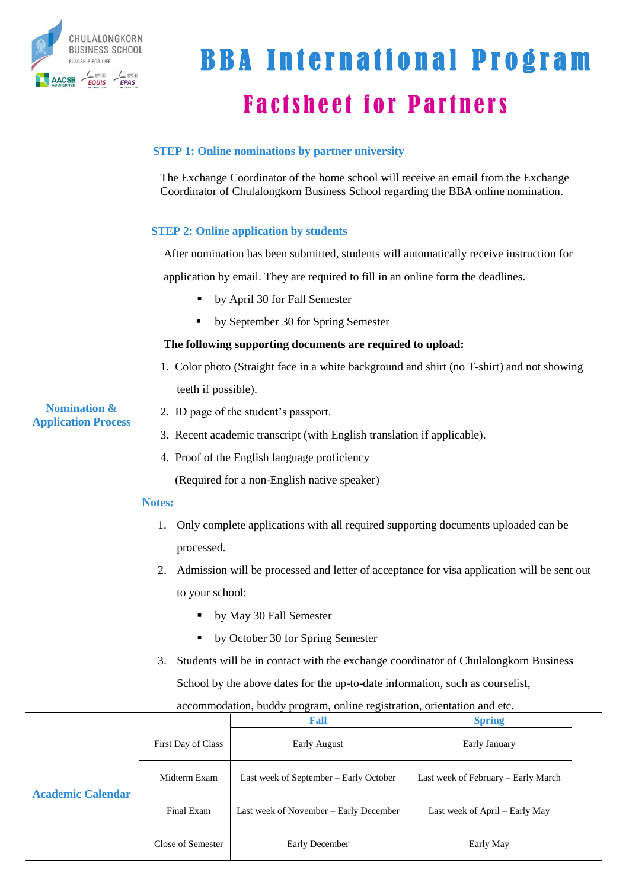# BBA International Program

## Factsheet for Partners

### Nomination & Application Process

**STEP 1: Online nominations by partner university**

The Exchange Coordinator of the home school will receive an email from the Exchange Coordinator of Chulalongkorn Business School regarding the BBA online nomination.

**STEP 2: Online application by students**

After nomination has been submitted, students will automatically receive instruction for application by email. They are required to fill in an online form the deadlines.

- by April 30 for Fall Semester
- by September 30 for Spring Semester

**The following supporting documents are required to upload:**

1. Color photo (Straight face in a white background and shirt (no T-shirt) and not showing teeth if possible).
2. ID page of the student's passport.
3. Recent academic transcript (with English translation if applicable).
4. Proof of the English language proficiency (Required for a non-English native speaker)

**Notes:**

1. Only complete applications with all required supporting documents uploaded can be processed.
2. Admission will be processed and letter of acceptance for visa application will be sent out to your school:
   - by May 30 Fall Semester
   - by October 30 for Spring Semester
3. Students will be in contact with the exchange coordinator of Chulalongkorn Business School by the above dates for the up-to-date information, such as courselist, accommodation, buddy program, online registration, orientation and etc.

### Academic Calendar

| | Fall | Spring |
|---|---|---|
| First Day of Class | Early August | Early January |
| Midterm Exam | Last week of September – Early October | Last week of February – Early March |
| Final Exam | Last week of November – Early December | Last week of April – Early May |
| Close of Semester | Early December | Early May |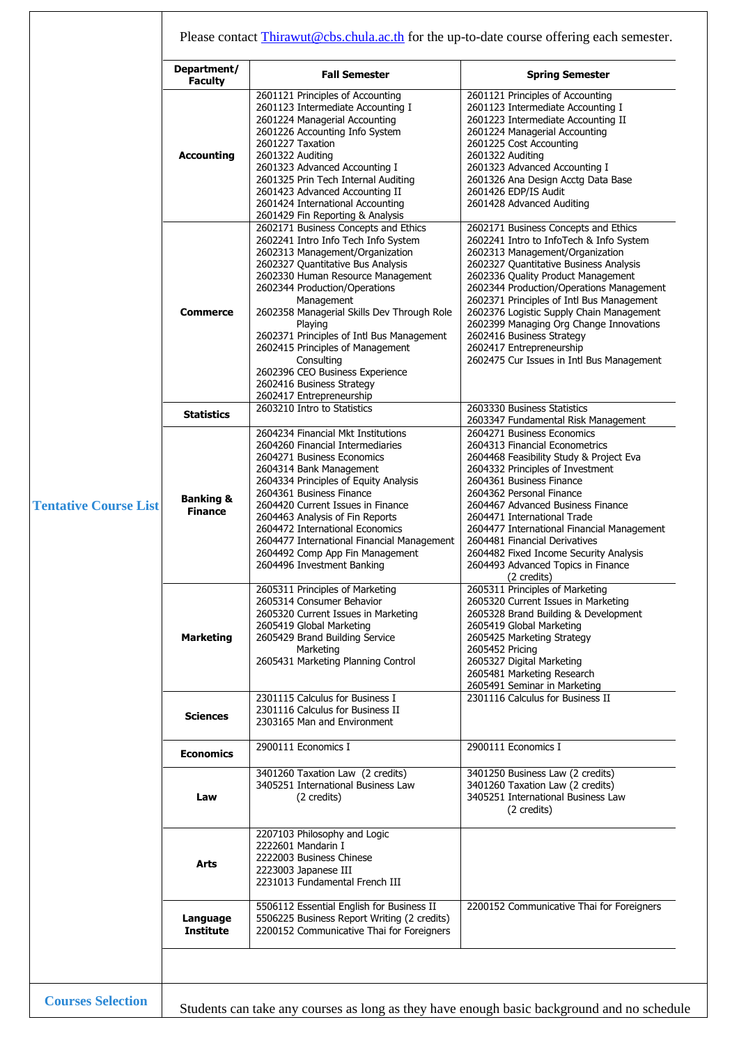## Tentative Course List

Please contact Thirawut@cbs.chula.ac.th for the up-to-date course offering each semester.

| Department/ Faculty | Fall Semester | Spring Semester |
|---|---|---|
| **Accounting** | 2601121 Principles of Accounting<br>2601123 Intermediate Accounting I<br>2601224 Managerial Accounting<br>2601226 Accounting Info System<br>2601227 Taxation<br>2601322 Auditing<br>2601323 Advanced Accounting I<br>2601325 Prin Tech Internal Auditing<br>2601423 Advanced Accounting II<br>2601424 International Accounting<br>2601429 Fin Reporting & Analysis | 2601121 Principles of Accounting<br>2601123 Intermediate Accounting I<br>2601223 Intermediate Accounting II<br>2601224 Managerial Accounting<br>2601225 Cost Accounting<br>2601322 Auditing<br>2601323 Advanced Accounting I<br>2601326 Ana Design Acctg Data Base<br>2601426 EDP/IS Audit<br>2601428 Advanced Auditing |
| **Commerce** | 2602171 Business Concepts and Ethics<br>2602241 Intro Info Tech Info System<br>2602313 Management/Organization<br>2602327 Quantitative Bus Analysis<br>2602330 Human Resource Management<br>2602344 Production/Operations Management<br>2602358 Managerial Skills Dev Through Role Playing<br>2602371 Principles of Intl Bus Management<br>2602415 Principles of Management Consulting<br>2602396 CEO Business Experience<br>2602416 Business Strategy<br>2602417 Entrepreneurship | 2602171 Business Concepts and Ethics<br>2602241 Intro to InfoTech & Info System<br>2602313 Management/Organization<br>2602327 Quantitative Business Analysis<br>2602336 Quality Product Management<br>2602344 Production/Operations Management<br>2602371 Principles of Intl Bus Management<br>2602376 Logistic Supply Chain Management<br>2602399 Managing Org Change Innovations<br>2602416 Business Strategy<br>2602417 Entrepreneurship<br>2602475 Cur Issues in Intl Bus Management |
| **Statistics** | 2603210 Intro to Statistics | 2603330 Business Statistics<br>2603347 Fundamental Risk Management |
| **Banking & Finance** | 2604234 Financial Mkt Institutions<br>2604260 Financial Intermediaries<br>2604271 Business Economics<br>2604314 Bank Management<br>2604334 Principles of Equity Analysis<br>2604361 Business Finance<br>2604420 Current Issues in Finance<br>2604463 Analysis of Fin Reports<br>2604472 International Economics<br>2604477 International Financial Management<br>2604492 Comp App Fin Management<br>2604496 Investment Banking | 2604271 Business Economics<br>2604313 Financial Econometrics<br>2604468 Feasibility Study & Project Eva<br>2604332 Principles of Investment<br>2604361 Business Finance<br>2604362 Personal Finance<br>2604467 Advanced Business Finance<br>2604471 International Trade<br>2604477 International Financial Management<br>2604481 Financial Derivatives<br>2604482 Fixed Income Security Analysis<br>2604493 Advanced Topics in Finance (2 credits) |
| **Marketing** | 2605311 Principles of Marketing<br>2605314 Consumer Behavior<br>2605320 Current Issues in Marketing<br>2605419 Global Marketing<br>2605429 Brand Building Service Marketing<br>2605431 Marketing Planning Control | 2605311 Principles of Marketing<br>2605320 Current Issues in Marketing<br>2605328 Brand Building & Development<br>2605419 Global Marketing<br>2605425 Marketing Strategy<br>2605452 Pricing<br>2605327 Digital Marketing<br>2605481 Marketing Research<br>2605491 Seminar in Marketing |
| **Sciences** | 2301115 Calculus for Business I<br>2301116 Calculus for Business II<br>2303165 Man and Environment | 2301116 Calculus for Business II |
| **Economics** | 2900111 Economics I | 2900111 Economics I |
| **Law** | 3401260 Taxation Law (2 credits)<br>3405251 International Business Law (2 credits) | 3401250 Business Law (2 credits)<br>3401260 Taxation Law (2 credits)<br>3405251 International Business Law (2 credits) |
| **Arts** | 2207103 Philosophy and Logic<br>2222601 Mandarin I<br>2222003 Business Chinese<br>2223003 Japanese III<br>2231013 Fundamental French III | |
| **Language Institute** | 5506112 Essential English for Business II<br>5506225 Business Report Writing (2 credits)<br>2200152 Communicative Thai for Foreigners | 2200152 Communicative Thai for Foreigners |

## Courses Selection

Students can take any courses as long as they have enough basic background and no schedule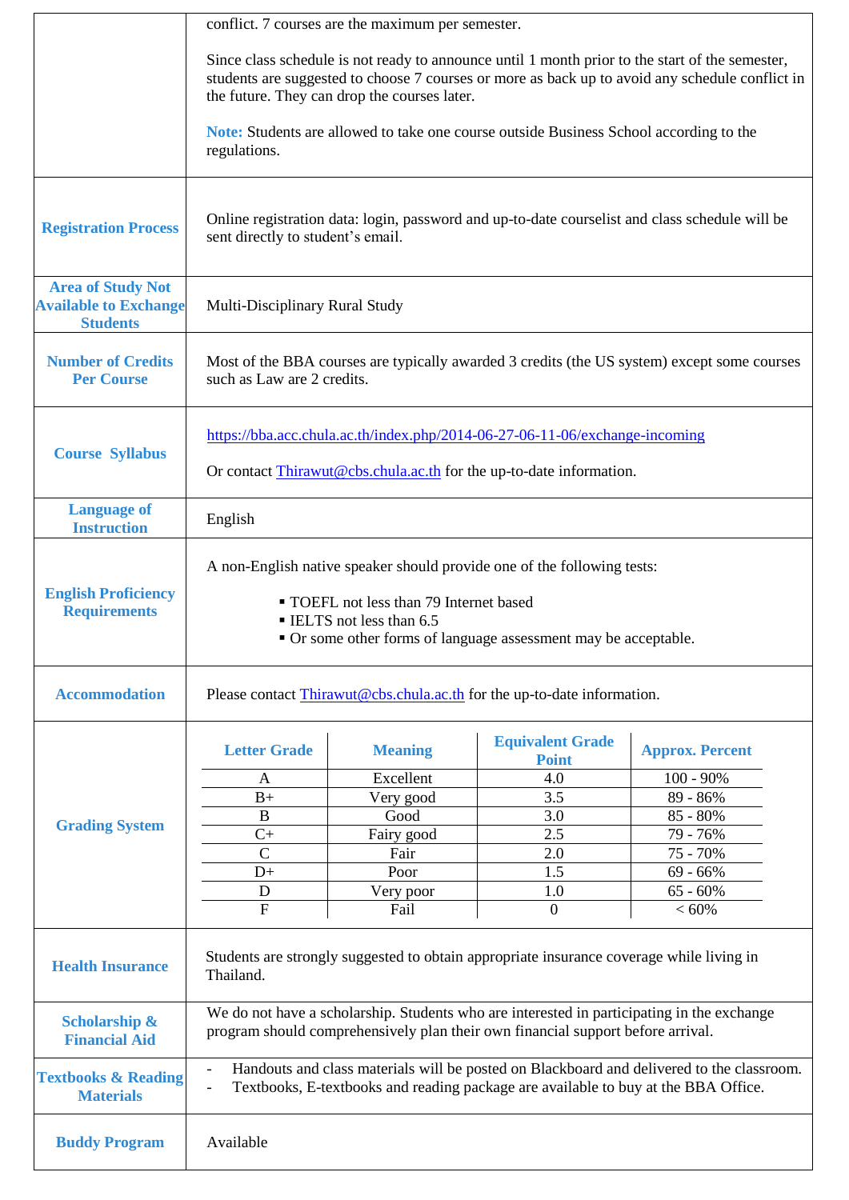| | |
|---|---|
| | conflict. 7 courses are the maximum per semester.<br><br>Since class schedule is not ready to announce until 1 month prior to the start of the semester, students are suggested to choose 7 courses or more as back up to avoid any schedule conflict in the future. They can drop the courses later.<br><br>**Note:** Students are allowed to take one course outside Business School according to the regulations. |
| **Registration Process** | Online registration data: login, password and up-to-date courselist and class schedule will be sent directly to student's email. |
| **Area of Study Not Available to Exchange Students** | Multi-Disciplinary Rural Study |
| **Number of Credits Per Course** | Most of the BBA courses are typically awarded 3 credits (the US system) except some courses such as Law are 2 credits. |
| **Course Syllabus** | https://bba.acc.chula.ac.th/index.php/2014-06-27-06-11-06/exchange-incoming<br><br>Or contact Thirawut@cbs.chula.ac.th for the up-to-date information. |
| **Language of Instruction** | English |
| **English Proficiency Requirements** | A non-English native speaker should provide one of the following tests:<br>▪ TOEFL not less than 79 Internet based<br>▪ IELTS not less than 6.5<br>▪ Or some other forms of language assessment may be acceptable. |
| **Accommodation** | Please contact Thirawut@cbs.chula.ac.th for the up-to-date information. |
| **Grading System** | (see table below) |
| **Health Insurance** | Students are strongly suggested to obtain appropriate insurance coverage while living in Thailand. |
| **Scholarship & Financial Aid** | We do not have a scholarship. Students who are interested in participating in the exchange program should comprehensively plan their own financial support before arrival. |
| **Textbooks & Reading Materials** | - Handouts and class materials will be posted on Blackboard and delivered to the classroom.<br>- Textbooks, E-textbooks and reading package are available to buy at the BBA Office. |
| **Buddy Program** | Available |

**Grading System**

| Letter Grade | Meaning | Equivalent Grade Point | Approx. Percent |
|---|---|---|---|
| A | Excellent | 4.0 | 100 - 90% |
| B+ | Very good | 3.5 | 89 - 86% |
| B | Good | 3.0 | 85 - 80% |
| C+ | Fairy good | 2.5 | 79 - 76% |
| C | Fair | 2.0 | 75 - 70% |
| D+ | Poor | 1.5 | 69 - 66% |
| D | Very poor | 1.0 | 65 - 60% |
| F | Fail | 0 | < 60% |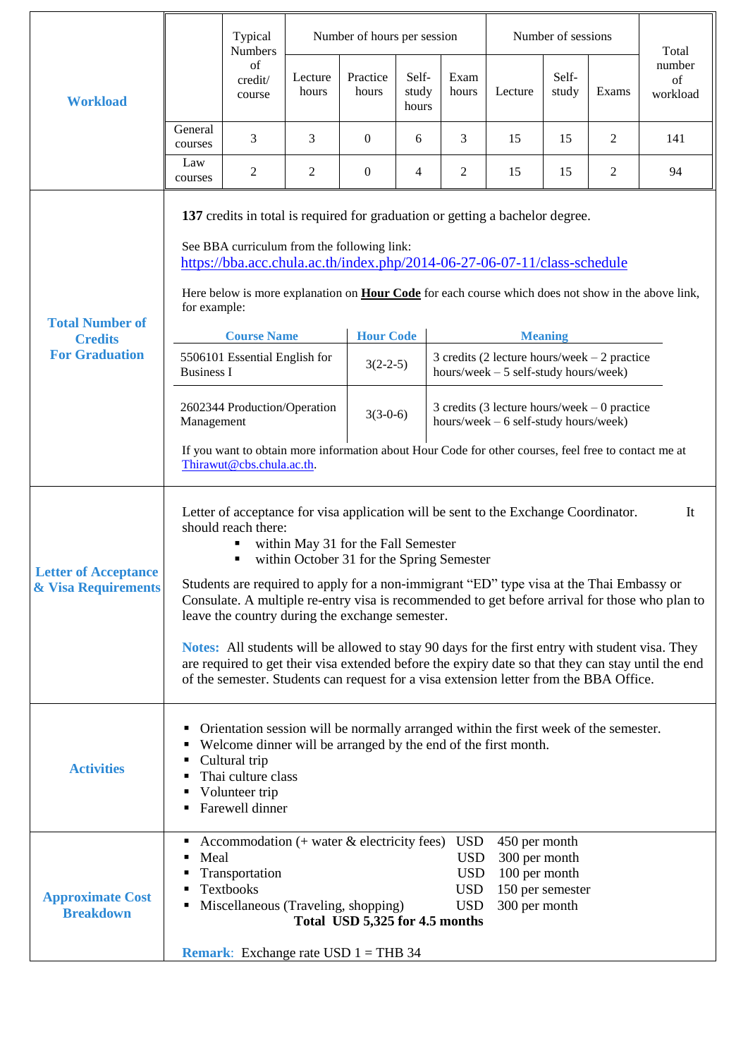## Workload

| | Typical Numbers of credit/ course | Number of hours per session | | | | Number of sessions | | | Total number of workload |
|---|---|---|---|---|---|---|---|---|---|
| | | Lecture hours | Practice hours | Self-study hours | Exam hours | Lecture | Self-study | Exams | |
| General courses | 3 | 3 | 0 | 6 | 3 | 15 | 15 | 2 | 141 |
| Law courses | 2 | 2 | 0 | 4 | 2 | 15 | 15 | 2 | 94 |

## Total Number of Credits For Graduation

**137** credits in total is required for graduation or getting a bachelor degree.

See BBA curriculum from the following link:
https://bba.acc.chula.ac.th/index.php/2014-06-27-06-07-11/class-schedule

Here below is more explanation on **Hour Code** for each course which does not show in the above link, for example:

| Course Name | Hour Code | Meaning |
|---|---|---|
| 5506101 Essential English for Business I | 3(2-2-5) | 3 credits (2 lecture hours/week – 2 practice hours/week – 5 self-study hours/week) |
| 2602344 Production/Operation Management | 3(3-0-6) | 3 credits (3 lecture hours/week – 0 practice hours/week – 6 self-study hours/week) |

If you want to obtain more information about Hour Code for other courses, feel free to contact me at Thirawut@cbs.chula.ac.th.

## Letter of Acceptance & Visa Requirements

Letter of acceptance for visa application will be sent to the Exchange Coordinator. It should reach there:

- within May 31 for the Fall Semester
- within October 31 for the Spring Semester

Students are required to apply for a non-immigrant “ED” type visa at the Thai Embassy or Consulate. A multiple re-entry visa is recommended to get before arrival for those who plan to leave the country during the exchange semester.

**Notes:** All students will be allowed to stay 90 days for the first entry with student visa. They are required to get their visa extended before the expiry date so that they can stay until the end of the semester. Students can request for a visa extension letter from the BBA Office.

## Activities

- Orientation session will be normally arranged within the first week of the semester.
- Welcome dinner will be arranged by the end of the first month.
- Cultural trip
- Thai culture class
- Volunteer trip
- Farewell dinner

## Approximate Cost Breakdown

- Accommodation (+ water & electricity fees) USD 450 per month
- Meal USD 300 per month
- Transportation USD 100 per month
- Textbooks USD 150 per semester
- Miscellaneous (Traveling, shopping) USD 300 per month

**Total USD 5,325 for 4.5 months**

**Remark**: Exchange rate USD 1 = THB 34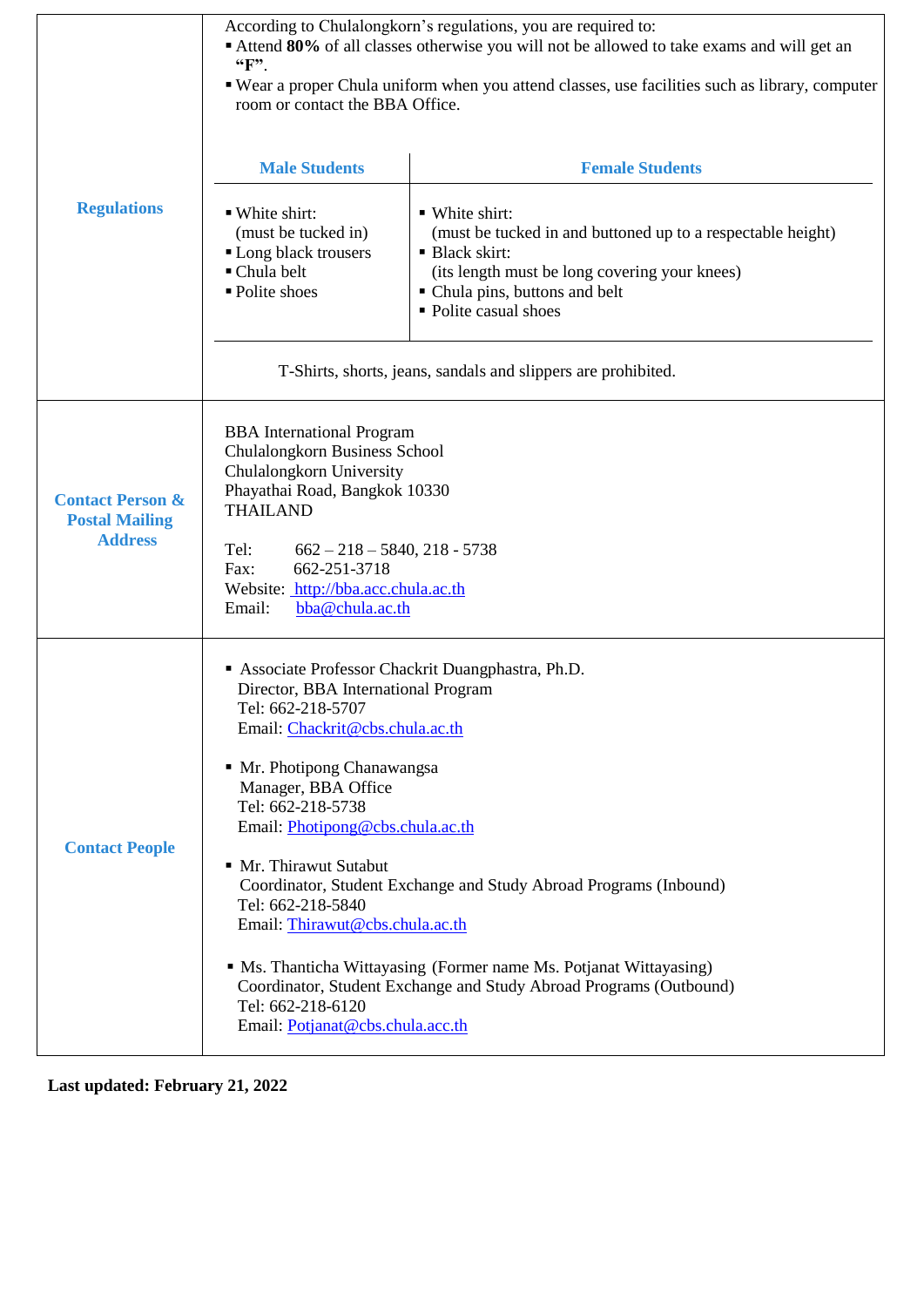| | |
|---|---|
| **Regulations** | According to Chulalongkorn's regulations, you are required to:<br>▪ Attend **80%** of all classes otherwise you will not be allowed to take exams and will get an **"F"**.<br>▪ Wear a proper Chula uniform when you attend classes, use facilities such as library, computer room or contact the BBA Office.<br><br>**Male Students**<br>▪ White shirt: (must be tucked in)<br>▪ Long black trousers<br>▪ Chula belt<br>▪ Polite shoes<br><br>**Female Students**<br>▪ White shirt: (must be tucked in and buttoned up to a respectable height)<br>▪ Black skirt: (its length must be long covering your knees)<br>▪ Chula pins, buttons and belt<br>▪ Polite casual shoes<br><br>T-Shirts, shorts, jeans, sandals and slippers are prohibited. |
| **Contact Person & Postal Mailing Address** | BBA International Program<br>Chulalongkorn Business School<br>Chulalongkorn University<br>Phayathai Road, Bangkok 10330<br>THAILAND<br><br>Tel: 662 – 218 – 5840, 218 - 5738<br>Fax: 662-251-3718<br>Website: http://bba.acc.chula.ac.th<br>Email: bba@chula.ac.th |
| **Contact People** | ▪ Associate Professor Chackrit Duangphastra, Ph.D.<br>Director, BBA International Program<br>Tel: 662-218-5707<br>Email: Chackrit@cbs.chula.ac.th<br><br>▪ Mr. Photipong Chanawangsa<br>Manager, BBA Office<br>Tel: 662-218-5738<br>Email: Photipong@cbs.chula.ac.th<br><br>▪ Mr. Thirawut Sutabut<br>Coordinator, Student Exchange and Study Abroad Programs (Inbound)<br>Tel: 662-218-5840<br>Email: Thirawut@cbs.chula.ac.th<br><br>▪ Ms. Thanticha Wittayasing (Former name Ms. Potjanat Wittayasing)<br>Coordinator, Student Exchange and Study Abroad Programs (Outbound)<br>Tel: 662-218-6120<br>Email: Potjanat@cbs.chula.acc.th |

**Last updated: February 21, 2022**